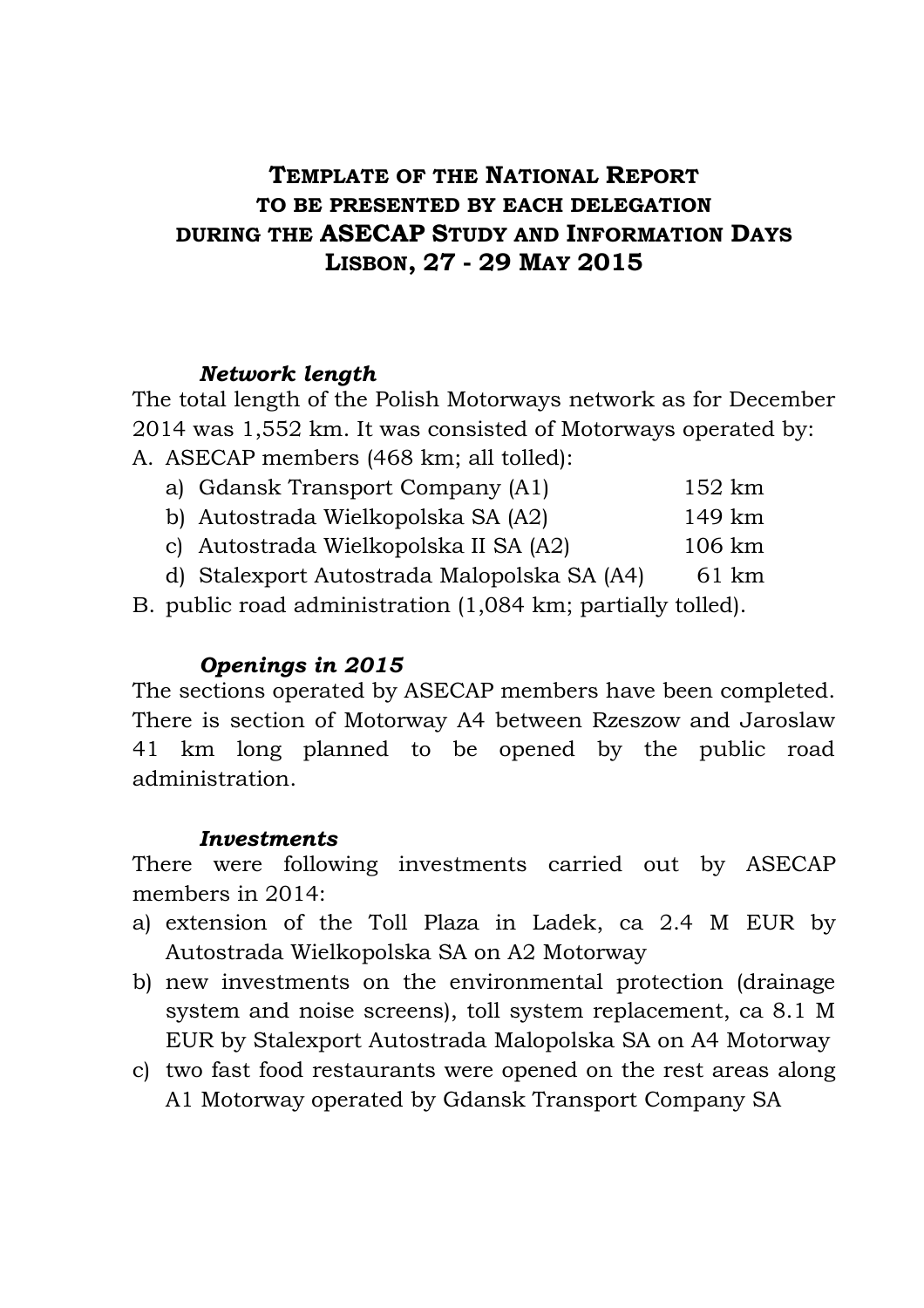# Template of the National Report to be presented by each delegation during the ASECAP Study and Information Days Lisbon, 27 - 29 May 2015

### *Network length*

The total length of the Polish Motorways network as for December 2014 was 1,552 km. It was consisted of Motorways operated by:

A. ASECAP members (468 km; all tolled):
   a) Gdansk Transport Company (A1) 152 km
   b) Autostrada Wielkopolska SA (A2) 149 km
   c) Autostrada Wielkopolska II SA (A2) 106 km
   d) Stalexport Autostrada Malopolska SA (A4) 61 km
B. public road administration (1,084 km; partially tolled).

### *Openings in 2015*

The sections operated by ASECAP members have been completed. There is section of Motorway A4 between Rzeszow and Jaroslaw 41 km long planned to be opened by the public road administration.

### *Investments*

There were following investments carried out by ASECAP members in 2014:

a) extension of the Toll Plaza in Ladek, ca 2.4 M EUR by Autostrada Wielkopolska SA on A2 Motorway
b) new investments on the environmental protection (drainage system and noise screens), toll system replacement, ca 8.1 M EUR by Stalexport Autostrada Malopolska SA on A4 Motorway
c) two fast food restaurants were opened on the rest areas along A1 Motorway operated by Gdansk Transport Company SA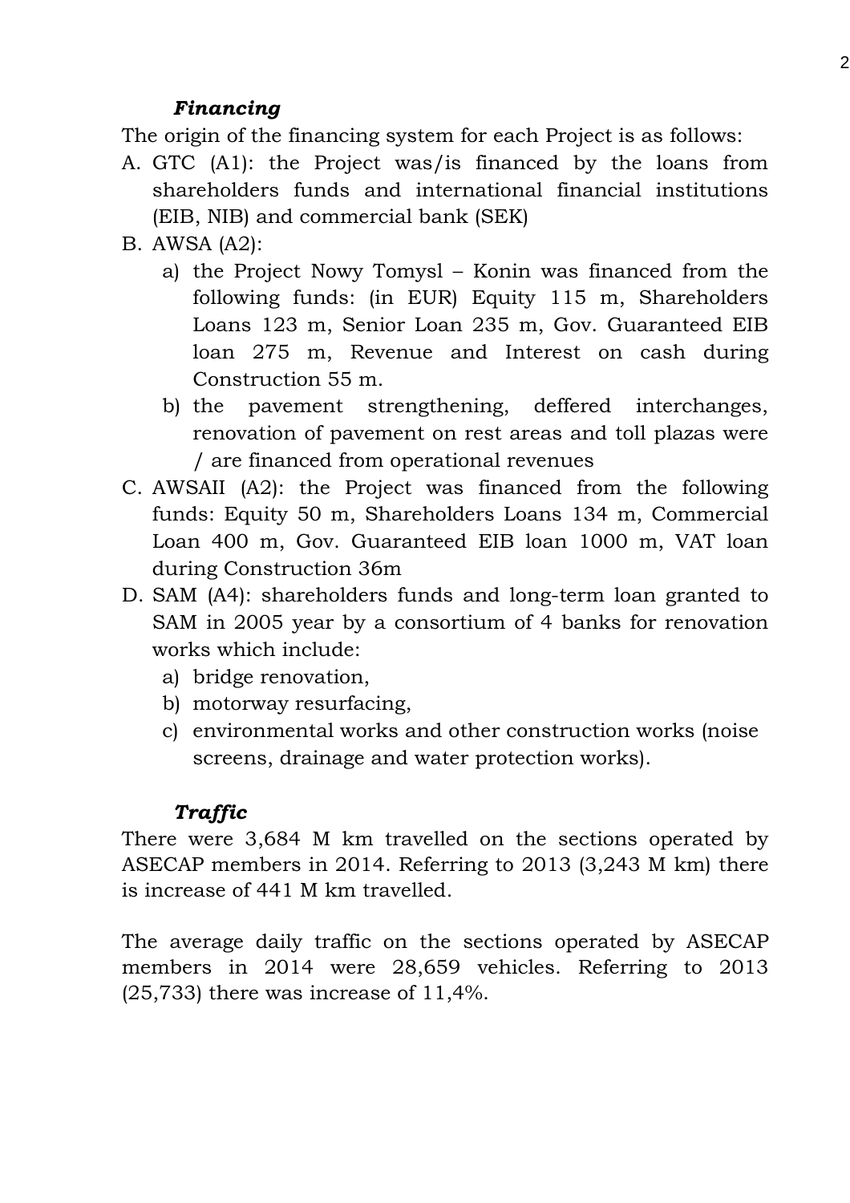***Financing***

The origin of the financing system for each Project is as follows:

A. GTC (A1): the Project was/is financed by the loans from shareholders funds and international financial institutions (EIB, NIB) and commercial bank (SEK)
B. AWSA (A2):
   a) the Project Nowy Tomysl – Konin was financed from the following funds: (in EUR) Equity 115 m, Shareholders Loans 123 m, Senior Loan 235 m, Gov. Guaranteed EIB loan 275 m, Revenue and Interest on cash during Construction 55 m.
   b) the pavement strengthening, deffered interchanges, renovation of pavement on rest areas and toll plazas were / are financed from operational revenues
C. AWSAII (A2): the Project was financed from the following funds: Equity 50 m, Shareholders Loans 134 m, Commercial Loan 400 m, Gov. Guaranteed EIB loan 1000 m, VAT loan during Construction 36m
D. SAM (A4): shareholders funds and long-term loan granted to SAM in 2005 year by a consortium of 4 banks for renovation works which include:
   a) bridge renovation,
   b) motorway resurfacing,
   c) environmental works and other construction works (noise screens, drainage and water protection works).

***Traffic***

There were 3,684 M km travelled on the sections operated by ASECAP members in 2014. Referring to 2013 (3,243 M km) there is increase of 441 M km travelled.

The average daily traffic on the sections operated by ASECAP members in 2014 were 28,659 vehicles. Referring to 2013 (25,733) there was increase of 11,4%.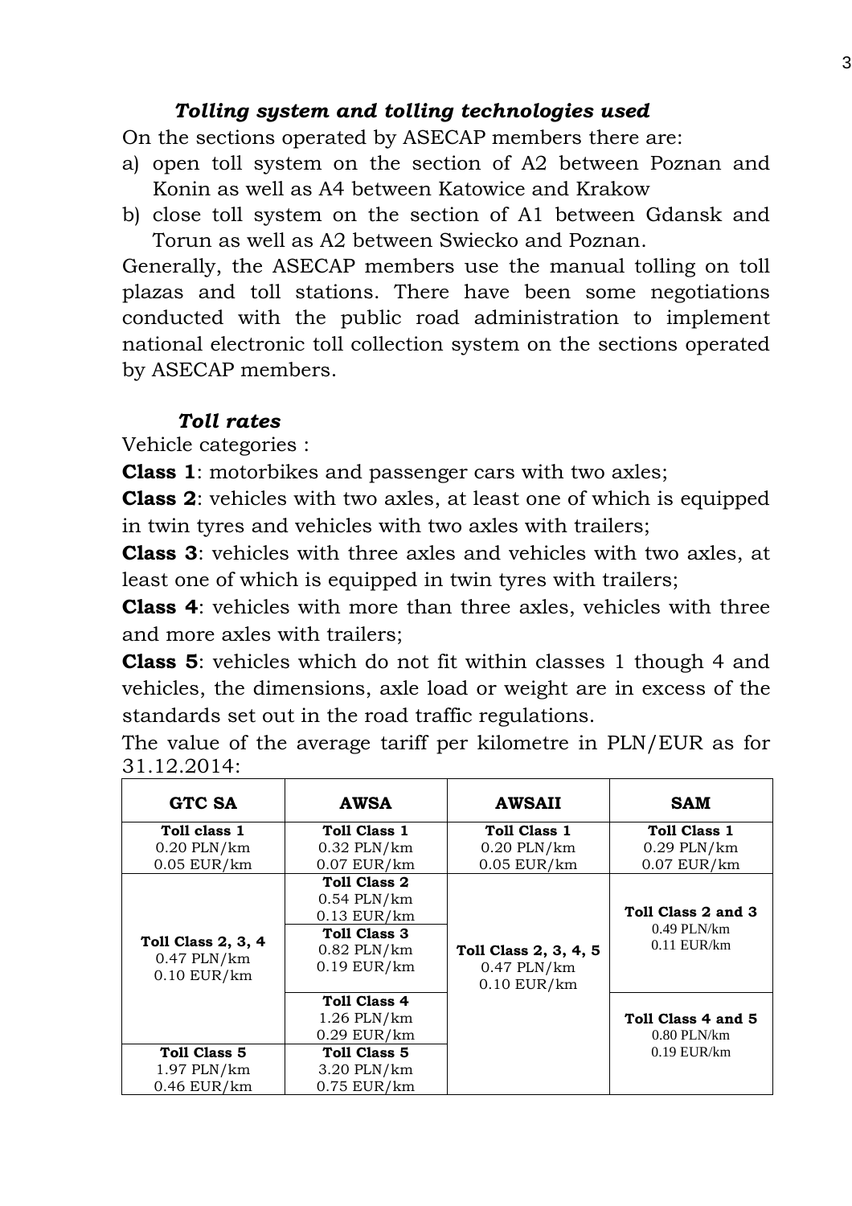### *Tolling system and tolling technologies used*

On the sections operated by ASECAP members there are:

a) open toll system on the section of A2 between Poznan and Konin as well as A4 between Katowice and Krakow

b) close toll system on the section of A1 between Gdansk and Torun as well as A2 between Swiecko and Poznan.

Generally, the ASECAP members use the manual tolling on toll plazas and toll stations. There have been some negotiations conducted with the public road administration to implement national electronic toll collection system on the sections operated by ASECAP members.

### *Toll rates*

Vehicle categories :

**Class 1**: motorbikes and passenger cars with two axles;

**Class 2**: vehicles with two axles, at least one of which is equipped in twin tyres and vehicles with two axles with trailers;

**Class 3**: vehicles with three axles and vehicles with two axles, at least one of which is equipped in twin tyres with trailers;

**Class 4**: vehicles with more than three axles, vehicles with three and more axles with trailers;

**Class 5**: vehicles which do not fit within classes 1 though 4 and vehicles, the dimensions, axle load or weight are in excess of the standards set out in the road traffic regulations.

The value of the average tariff per kilometre in PLN/EUR as for 31.12.2014:

| GTC SA | AWSA | AWSAII | SAM |
|---|---|---|---|
| **Toll class 1** 0.20 PLN/km 0.05 EUR/km | **Toll Class 1** 0.32 PLN/km 0.07 EUR/km | **Toll Class 1** 0.20 PLN/km 0.05 EUR/km | **Toll Class 1** 0.29 PLN/km 0.07 EUR/km |
| **Toll Class 2, 3, 4** 0.47 PLN/km 0.10 EUR/km | **Toll Class 2** 0.54 PLN/km 0.13 EUR/km | **Toll Class 2, 3, 4, 5** 0.47 PLN/km 0.10 EUR/km | **Toll Class 2 and 3** 0.49 PLN/km 0.11 EUR/km |
| **Toll Class 2, 3, 4** 0.47 PLN/km 0.10 EUR/km | **Toll Class 3** 0.82 PLN/km 0.19 EUR/km | **Toll Class 2, 3, 4, 5** 0.47 PLN/km 0.10 EUR/km | **Toll Class 2 and 3** 0.49 PLN/km 0.11 EUR/km |
| **Toll Class 2, 3, 4** 0.47 PLN/km 0.10 EUR/km | **Toll Class 4** 1.26 PLN/km 0.29 EUR/km | **Toll Class 2, 3, 4, 5** 0.47 PLN/km 0.10 EUR/km | **Toll Class 4 and 5** 0.80 PLN/km 0.19 EUR/km |
| **Toll Class 5** 1.97 PLN/km 0.46 EUR/km | **Toll Class 5** 3.20 PLN/km 0.75 EUR/km | **Toll Class 2, 3, 4, 5** 0.47 PLN/km 0.10 EUR/km | **Toll Class 4 and 5** 0.80 PLN/km 0.19 EUR/km |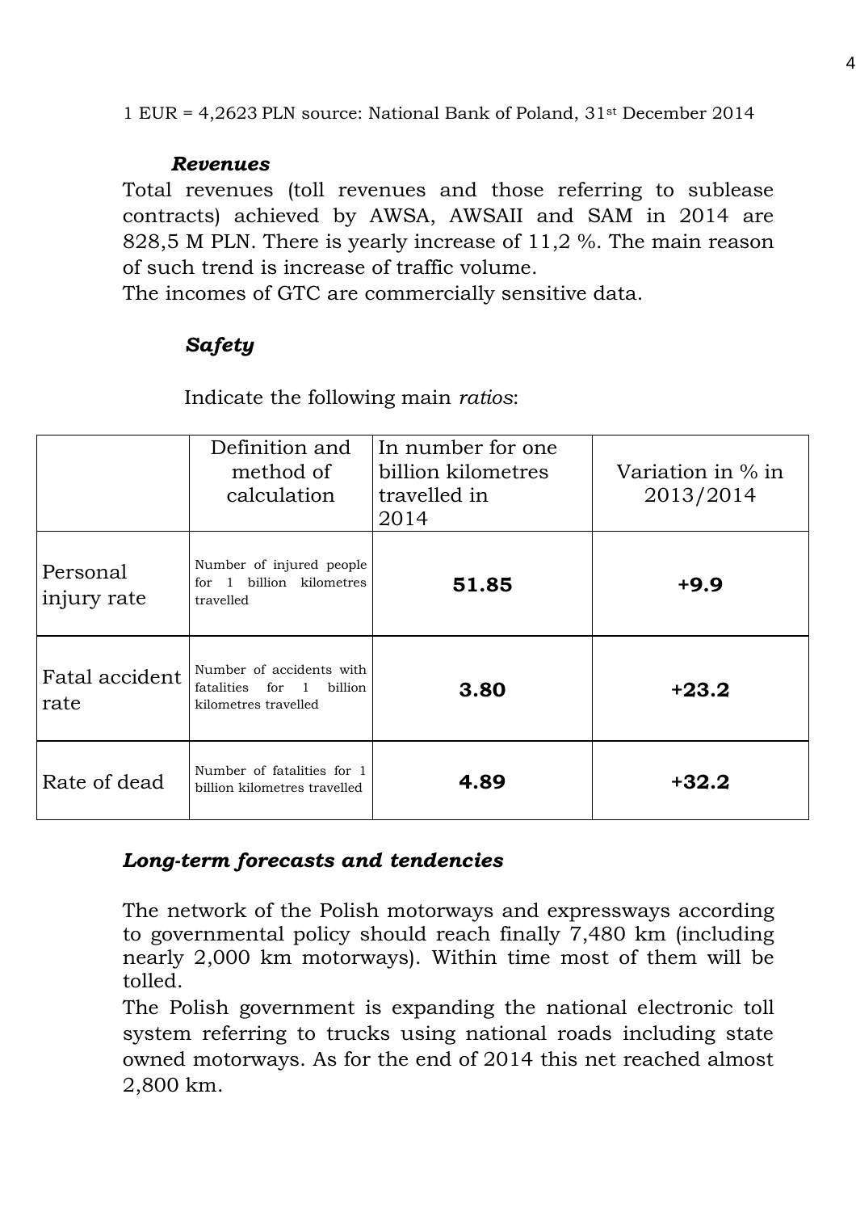1 EUR = 4,2623 PLN source: National Bank of Poland, 31st December 2014

***Revenues***

Total revenues (toll revenues and those referring to sublease contracts) achieved by AWSA, AWSAII and SAM in 2014 are 828,5 M PLN. There is yearly increase of 11,2 %. The main reason of such trend is increase of traffic volume.
The incomes of GTC are commercially sensitive data.

***Safety***

Indicate the following main *ratios*:

| | Definition and method of calculation | In number for one billion kilometres travelled in 2014 | Variation in % in 2013/2014 |
|---|---|---|---|
| Personal injury rate | Number of injured people for 1 billion kilometres travelled | **51.85** | **+9.9** |
| Fatal accident rate | Number of accidents with fatalities for 1 billion kilometres travelled | **3.80** | **+23.2** |
| Rate of dead | Number of fatalities for 1 billion kilometres travelled | **4.89** | **+32.2** |

***Long-term forecasts and tendencies***

The network of the Polish motorways and expressways according to governmental policy should reach finally 7,480 km (including nearly 2,000 km motorways). Within time most of them will be tolled.
The Polish government is expanding the national electronic toll system referring to trucks using national roads including state owned motorways. As for the end of 2014 this net reached almost 2,800 km.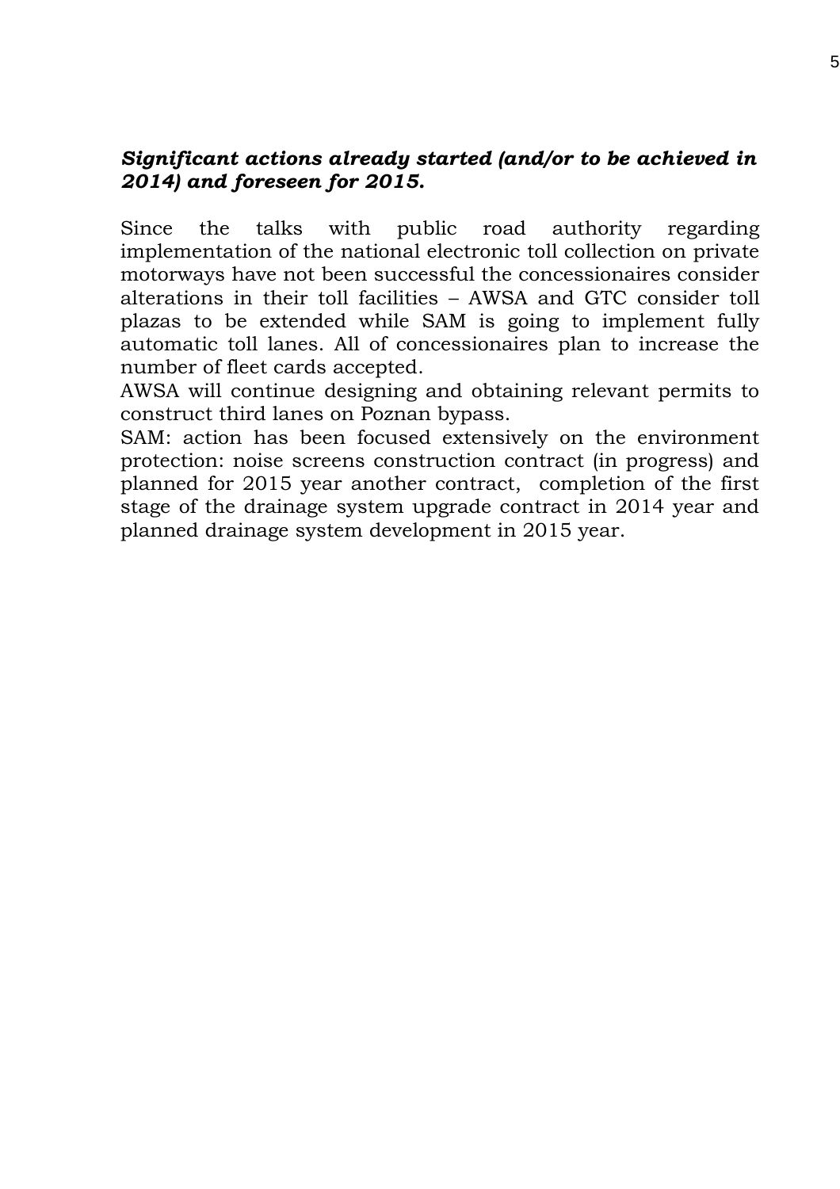***Significant actions already started (and/or to be achieved in 2014) and foreseen for 2015.***

Since the talks with public road authority regarding implementation of the national electronic toll collection on private motorways have not been successful the concessionaires consider alterations in their toll facilities – AWSA and GTC consider toll plazas to be extended while SAM is going to implement fully automatic toll lanes. All of concessionaires plan to increase the number of fleet cards accepted.

AWSA will continue designing and obtaining relevant permits to construct third lanes on Poznan bypass.

SAM: action has been focused extensively on the environment protection: noise screens construction contract (in progress) and planned for 2015 year another contract, completion of the first stage of the drainage system upgrade contract in 2014 year and planned drainage system development in 2015 year.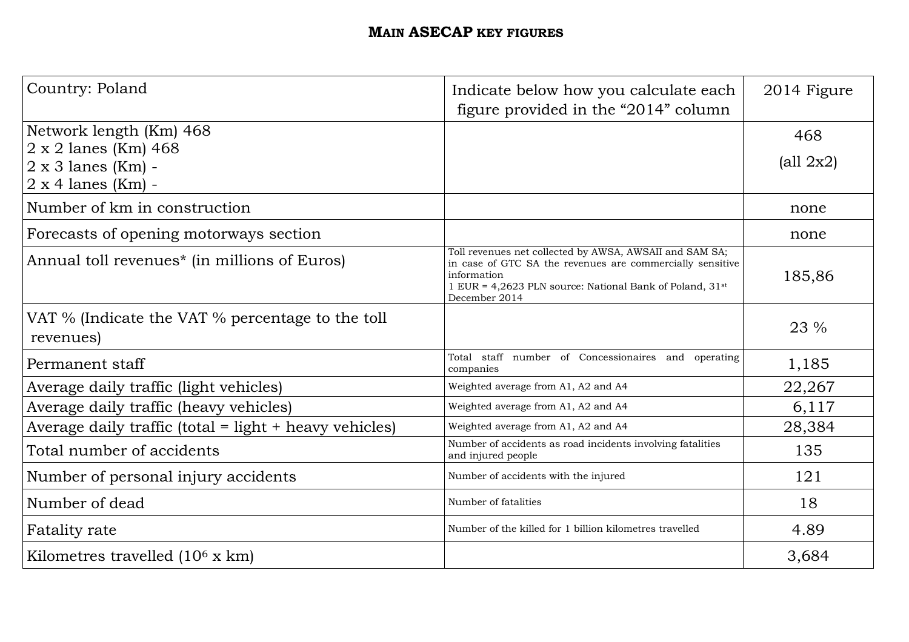## MAIN ASECAP KEY FIGURES

| Country: Poland | Indicate below how you calculate each figure provided in the "2014" column | 2014 Figure |
|---|---|---|
| Network length (Km) 468<br>2 x 2 lanes (Km) 468<br>2 x 3 lanes (Km) -<br>2 x 4 lanes (Km) - | | 468<br>(all 2x2) |
| Number of km in construction | | none |
| Forecasts of opening motorways section | | none |
| Annual toll revenues* (in millions of Euros) | Toll revenues net collected by AWSA, AWSAII and SAM SA; in case of GTC SA the revenues are commercially sensitive information<br>1 EUR = 4,2623 PLN source: National Bank of Poland, 31st December 2014 | 185,86 |
| VAT % (Indicate the VAT % percentage to the toll revenues) | | 23 % |
| Permanent staff | Total staff number of Concessionaires and operating companies | 1,185 |
| Average daily traffic (light vehicles) | Weighted average from A1, A2 and A4 | 22,267 |
| Average daily traffic (heavy vehicles) | Weighted average from A1, A2 and A4 | 6,117 |
| Average daily traffic (total = light + heavy vehicles) | Weighted average from A1, A2 and A4 | 28,384 |
| Total number of accidents | Number of accidents as road incidents involving fatalities and injured people | 135 |
| Number of personal injury accidents | Number of accidents with the injured | 121 |
| Number of dead | Number of fatalities | 18 |
| Fatality rate | Number of the killed for 1 billion kilometres travelled | 4.89 |
| Kilometres travelled ($10^6$ x km) | | 3,684 |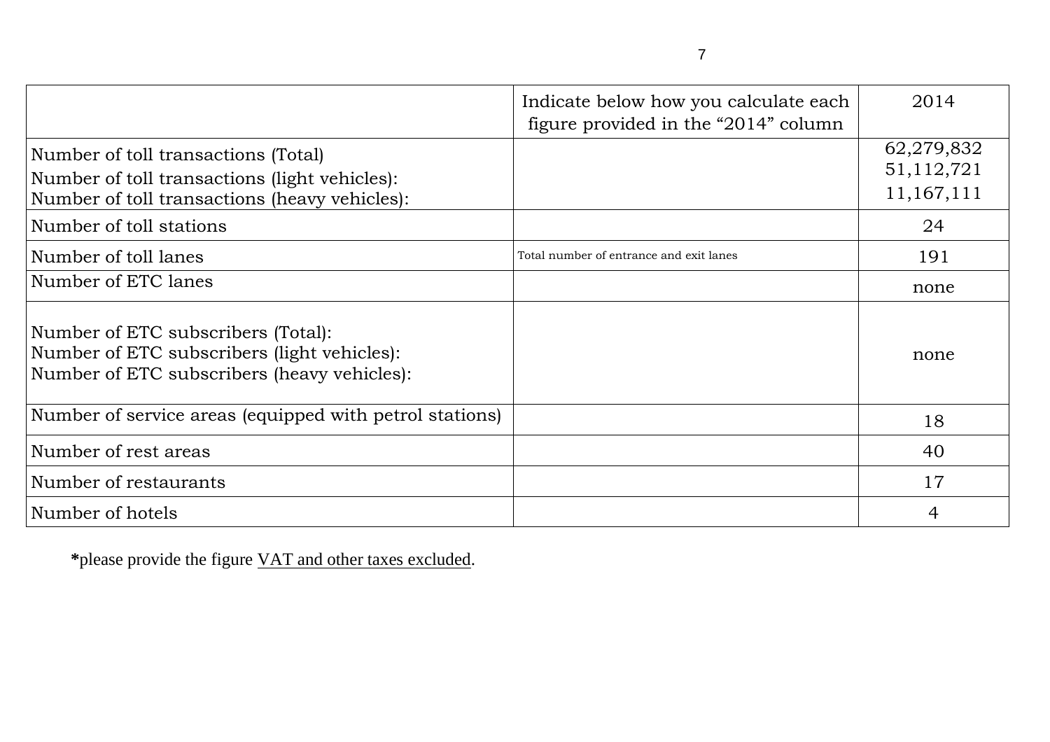| | Indicate below how you calculate each figure provided in the "2014" column | 2014 |
|---|---|---|
| Number of toll transactions (Total)<br>Number of toll transactions (light vehicles):<br>Number of toll transactions (heavy vehicles): | | 62,279,832<br>51,112,721<br>11,167,111 |
| Number of toll stations | | 24 |
| Number of toll lanes | Total number of entrance and exit lanes | 191 |
| Number of ETC lanes | | none |
| Number of ETC subscribers (Total):<br>Number of ETC subscribers (light vehicles):<br>Number of ETC subscribers (heavy vehicles): | | none |
| Number of service areas (equipped with petrol stations) | | 18 |
| Number of rest areas | | 40 |
| Number of restaurants | | 17 |
| Number of hotels | | 4 |

**\***please provide the figure VAT and other taxes excluded.